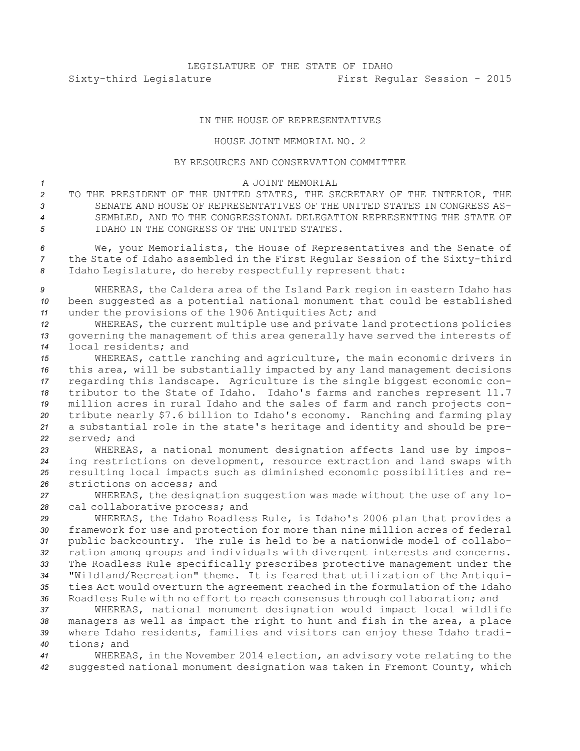LEGISLATURE OF THE STATE OF IDAHO

Sixty-third Legislature First Regular Session - 2015

IN THE HOUSE OF REPRESENTATIVES

HOUSE JOINT MEMORIAL NO. 2

BY RESOURCES AND CONSERVATION COMMITTEE

A JOINT MEMORIAL

TO THE PRESIDENT OF THE UNITED STATES, THE SECRETARY OF THE INTERIOR, THE SENATE AND HOUSE OF REPRESENTATIVES OF THE UNITED STATES IN CONGRESS ASSEMBLED, AND TO THE CONGRESSIONAL DELEGATION REPRESENTING THE STATE OF IDAHO IN THE CONGRESS OF THE UNITED STATES.

We, your Memorialists, the House of Representatives and the Senate of the State of Idaho assembled in the First Regular Session of the Sixty-third Idaho Legislature, do hereby respectfully represent that:

WHEREAS, the Caldera area of the Island Park region in eastern Idaho has been suggested as a potential national monument that could be established under the provisions of the 1906 Antiquities Act; and

WHEREAS, the current multiple use and private land protections policies governing the management of this area generally have served the interests of local residents; and

WHEREAS, cattle ranching and agriculture, the main economic drivers in this area, will be substantially impacted by any land management decisions regarding this landscape. Agriculture is the single biggest economic contributor to the State of Idaho. Idaho's farms and ranches represent 11.7 million acres in rural Idaho and the sales of farm and ranch projects contribute nearly $7.6 billion to Idaho's economy. Ranching and farming play a substantial role in the state's heritage and identity and should be preserved; and

WHEREAS, a national monument designation affects land use by imposing restrictions on development, resource extraction and land swaps with resulting local impacts such as diminished economic possibilities and restrictions on access; and

WHEREAS, the designation suggestion was made without the use of any local collaborative process; and

WHEREAS, the Idaho Roadless Rule, is Idaho's 2006 plan that provides a framework for use and protection for more than nine million acres of federal public backcountry. The rule is held to be a nationwide model of collaboration among groups and individuals with divergent interests and concerns. The Roadless Rule specifically prescribes protective management under the "Wildland/Recreation" theme. It is feared that utilization of the Antiquities Act would overturn the agreement reached in the formulation of the Idaho Roadless Rule with no effort to reach consensus through collaboration; and

WHEREAS, national monument designation would impact local wildlife managers as well as impact the right to hunt and fish in the area, a place where Idaho residents, families and visitors can enjoy these Idaho traditions; and

WHEREAS, in the November 2014 election, an advisory vote relating to the suggested national monument designation was taken in Fremont County, which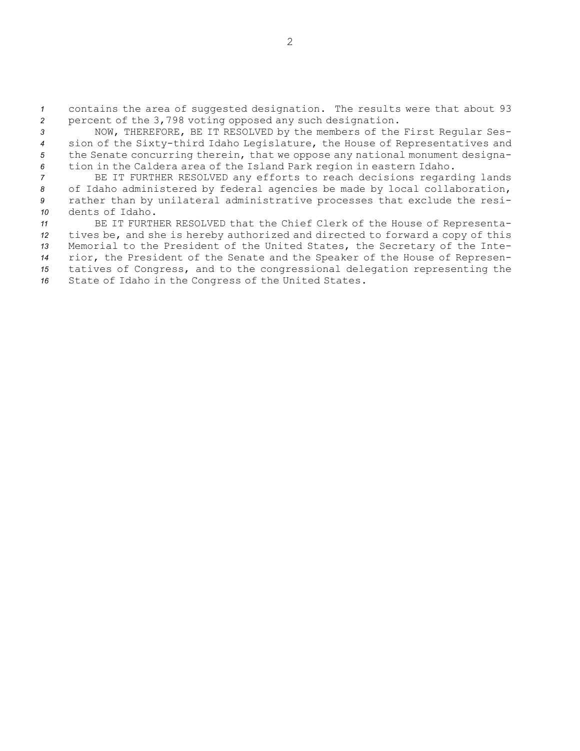contains the area of suggested designation. The results were that about 93 percent of the 3,798 voting opposed any such designation.

NOW, THEREFORE, BE IT RESOLVED by the members of the First Regular Session of the Sixty-third Idaho Legislature, the House of Representatives and the Senate concurring therein, that we oppose any national monument designation in the Caldera area of the Island Park region in eastern Idaho.

BE IT FURTHER RESOLVED any efforts to reach decisions regarding lands of Idaho administered by federal agencies be made by local collaboration, rather than by unilateral administrative processes that exclude the residents of Idaho.

BE IT FURTHER RESOLVED that the Chief Clerk of the House of Representatives be, and she is hereby authorized and directed to forward a copy of this Memorial to the President of the United States, the Secretary of the Interior, the President of the Senate and the Speaker of the House of Representatives of Congress, and to the congressional delegation representing the State of Idaho in the Congress of the United States.